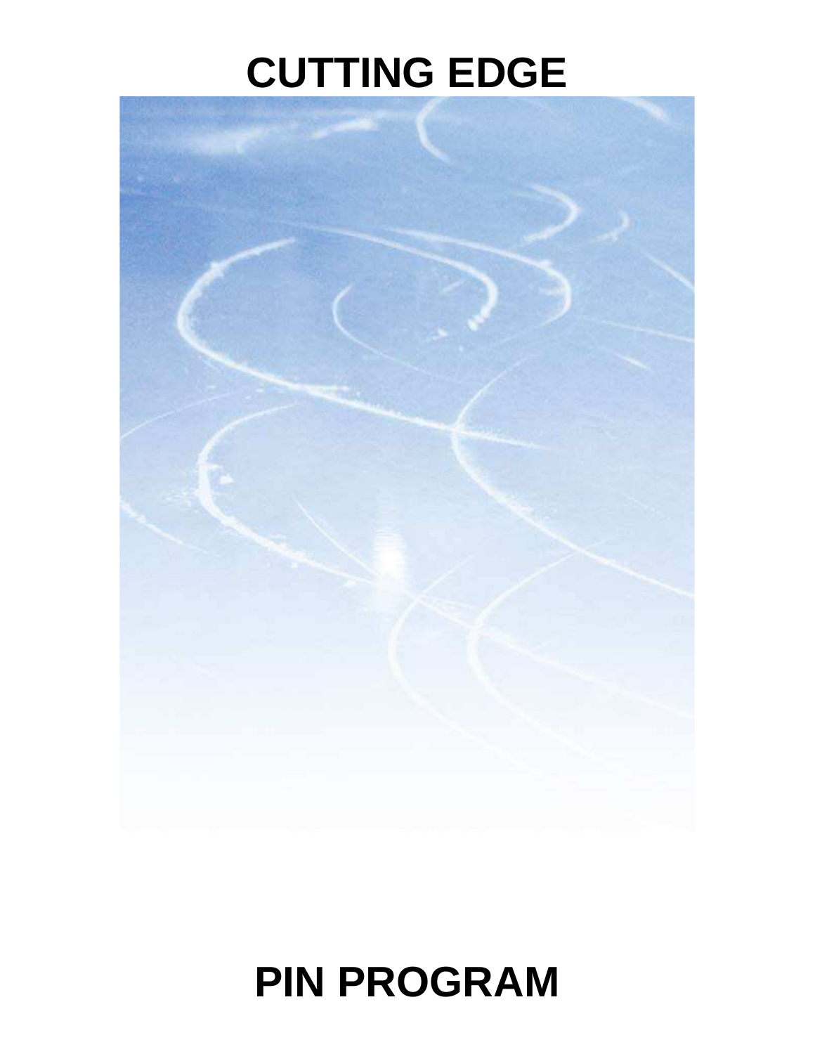# CUTTING EDGE

# PIN PROGRAM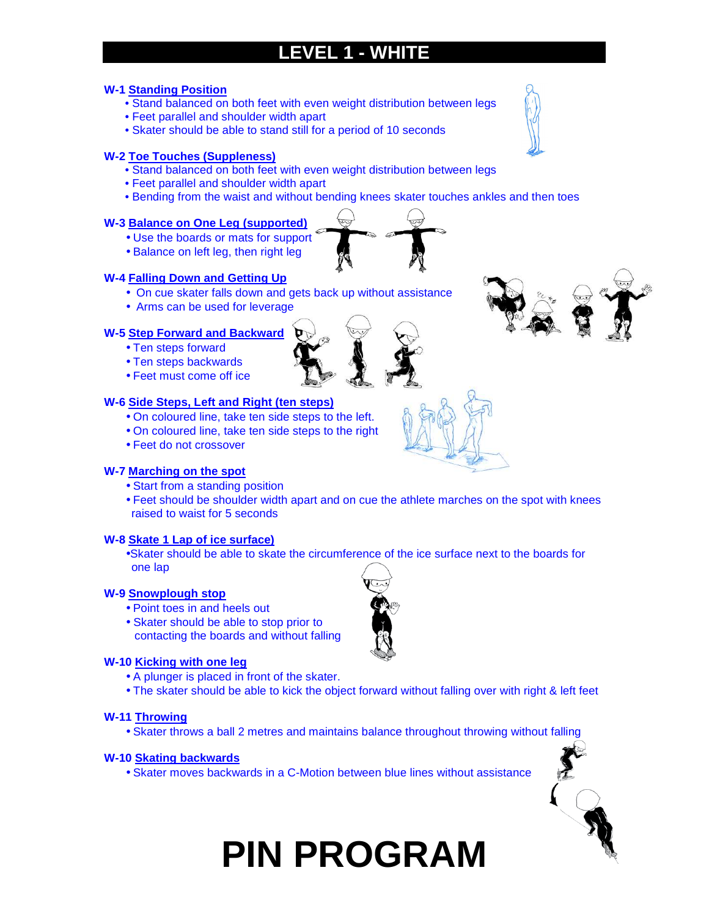# LEVEL 1 - WHITE

**W-1 Standing Position**
- Stand balanced on both feet with even weight distribution between legs
- Feet parallel and shoulder width apart
- Skater should be able to stand still for a period of 10 seconds

**W-2 Toe Touches (Suppleness)**
- Stand balanced on both feet with even weight distribution between legs
- Feet parallel and shoulder width apart
- Bending from the waist and without bending knees skater touches ankles and then toes

**W-3 Balance on One Leg (supported)**
- Use the boards or mats for support
- Balance on left leg, then right leg

**W-4 Falling Down and Getting Up**
- On cue skater falls down and gets back up without assistance
- Arms can be used for leverage

**W-5 Step Forward and Backward**
- Ten steps forward
- Ten steps backwards
- Feet must come off ice

**W-6 Side Steps, Left and Right (ten steps)**
- On coloured line, take ten side steps to the left.
- On coloured line, take ten side steps to the right
- Feet do not crossover

**W-7 Marching on the spot**
- Start from a standing position
- Feet should be shoulder width apart and on cue the athlete marches on the spot with knees raised to waist for 5 seconds

**W-8 Skate 1 Lap of ice surface)**
- Skater should be able to skate the circumference of the ice surface next to the boards for one lap

**W-9 Snowplough stop**
- Point toes in and heels out
- Skater should be able to stop prior to contacting the boards and without falling

**W-10 Kicking with one leg**
- A plunger is placed in front of the skater.
- The skater should be able to kick the object forward without falling over with right & left feet

**W-11 Throwing**
- Skater throws a ball 2 metres and maintains balance throughout throwing without falling

**W-10 Skating backwards**
- Skater moves backwards in a C-Motion between blue lines without assistance

# PIN PROGRAM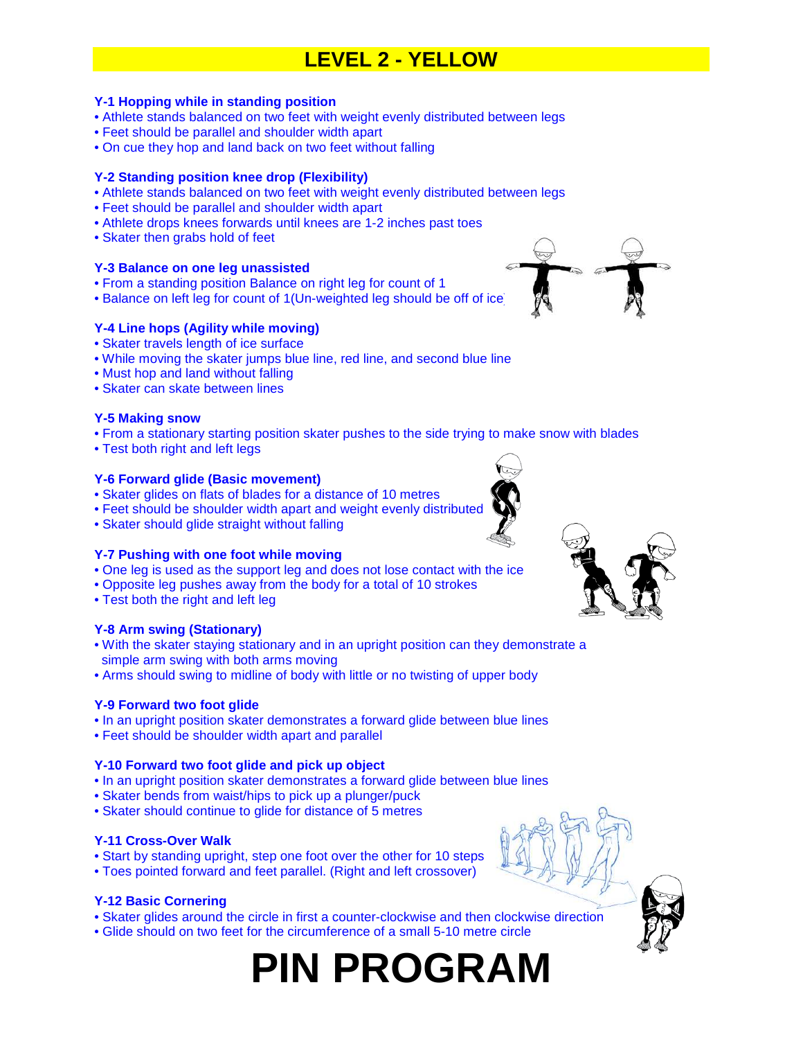# LEVEL 2 - YELLOW

### Y-1 Hopping while in standing position

- Athlete stands balanced on two feet with weight evenly distributed between legs
- Feet should be parallel and shoulder width apart
- On cue they hop and land back on two feet without falling

### Y-2 Standing position knee drop (Flexibility)

- Athlete stands balanced on two feet with weight evenly distributed between legs
- Feet should be parallel and shoulder width apart
- Athlete drops knees forwards until knees are 1-2 inches past toes
- Skater then grabs hold of feet

### Y-3 Balance on one leg unassisted

- From a standing position Balance on right leg for count of 1
- Balance on left leg for count of 1(Un-weighted leg should be off of ice)

### Y-4 Line hops (Agility while moving)

- Skater travels length of ice surface
- While moving the skater jumps blue line, red line, and second blue line
- Must hop and land without falling
- Skater can skate between lines

### Y-5 Making snow

- From a stationary starting position skater pushes to the side trying to make snow with blades
- Test both right and left legs

### Y-6 Forward glide (Basic movement)

- Skater glides on flats of blades for a distance of 10 metres
- Feet should be shoulder width apart and weight evenly distributed
- Skater should glide straight without falling

### Y-7 Pushing with one foot while moving

- One leg is used as the support leg and does not lose contact with the ice
- Opposite leg pushes away from the body for a total of 10 strokes
- Test both the right and left leg

### Y-8 Arm swing (Stationary)

- With the skater staying stationary and in an upright position can they demonstrate a simple arm swing with both arms moving
- Arms should swing to midline of body with little or no twisting of upper body

### Y-9 Forward two foot glide

- In an upright position skater demonstrates a forward glide between blue lines
- Feet should be shoulder width apart and parallel

### Y-10 Forward two foot glide and pick up object

- In an upright position skater demonstrates a forward glide between blue lines
- Skater bends from waist/hips to pick up a plunger/puck
- Skater should continue to glide for distance of 5 metres

### Y-11 Cross-Over Walk

- Start by standing upright, step one foot over the other for 10 steps
- Toes pointed forward and feet parallel. (Right and left crossover)

### Y-12 Basic Cornering

- Skater glides around the circle in first a counter-clockwise and then clockwise direction
- Glide should on two feet for the circumference of a small 5-10 metre circle

# PIN PROGRAM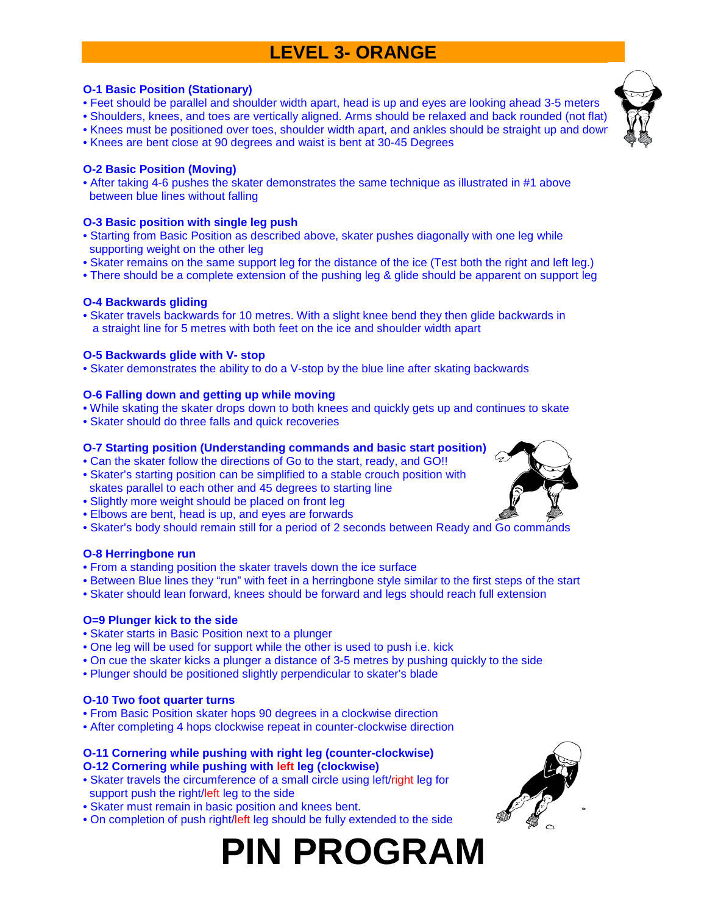# LEVEL 3- ORANGE

**O-1 Basic Position (Stationary)**

- Feet should be parallel and shoulder width apart, head is up and eyes are looking ahead 3-5 meters
- Shoulders, knees, and toes are vertically aligned. Arms should be relaxed and back rounded (not flat)
- Knees must be positioned over toes, shoulder width apart, and ankles should be straight up and down
- Knees are bent close at 90 degrees and waist is bent at 30-45 Degrees

**O-2 Basic Position (Moving)**

- After taking 4-6 pushes the skater demonstrates the same technique as illustrated in #1 above between blue lines without falling

**O-3 Basic position with single leg push**

- Starting from Basic Position as described above, skater pushes diagonally with one leg while supporting weight on the other leg
- Skater remains on the same support leg for the distance of the ice (Test both the right and left leg.)
- There should be a complete extension of the pushing leg & glide should be apparent on support leg

**O-4 Backwards gliding**

- Skater travels backwards for 10 metres. With a slight knee bend they then glide backwards in a straight line for 5 metres with both feet on the ice and shoulder width apart

**O-5 Backwards glide with V- stop**

- Skater demonstrates the ability to do a V-stop by the blue line after skating backwards

**O-6 Falling down and getting up while moving**

- While skating the skater drops down to both knees and quickly gets up and continues to skate
- Skater should do three falls and quick recoveries

**O-7 Starting position (Understanding commands and basic start position)**

- Can the skater follow the directions of Go to the start, ready, and GO!!
- Skater's starting position can be simplified to a stable crouch position with skates parallel to each other and 45 degrees to starting line
- Slightly more weight should be placed on front leg
- Elbows are bent, head is up, and eyes are forwards
- Skater's body should remain still for a period of 2 seconds between Ready and Go commands

**O-8 Herringbone run**

- From a standing position the skater travels down the ice surface
- Between Blue lines they "run" with feet in a herringbone style similar to the first steps of the start
- Skater should lean forward, knees should be forward and legs should reach full extension

**O=9 Plunger kick to the side**

- Skater starts in Basic Position next to a plunger
- One leg will be used for support while the other is used to push i.e. kick
- On cue the skater kicks a plunger a distance of 3-5 metres by pushing quickly to the side
- Plunger should be positioned slightly perpendicular to skater's blade

**O-10 Two foot quarter turns**

- From Basic Position skater hops 90 degrees in a clockwise direction
- After completing 4 hops clockwise repeat in counter-clockwise direction

**O-11 Cornering while pushing with right leg (counter-clockwise)**
**O-12 Cornering while pushing with left leg (clockwise)**

- Skater travels the circumference of a small circle using left/right leg for support push the right/left leg to the side
- Skater must remain in basic position and knees bent.
- On completion of push right/left leg should be fully extended to the side

# PIN PROGRAM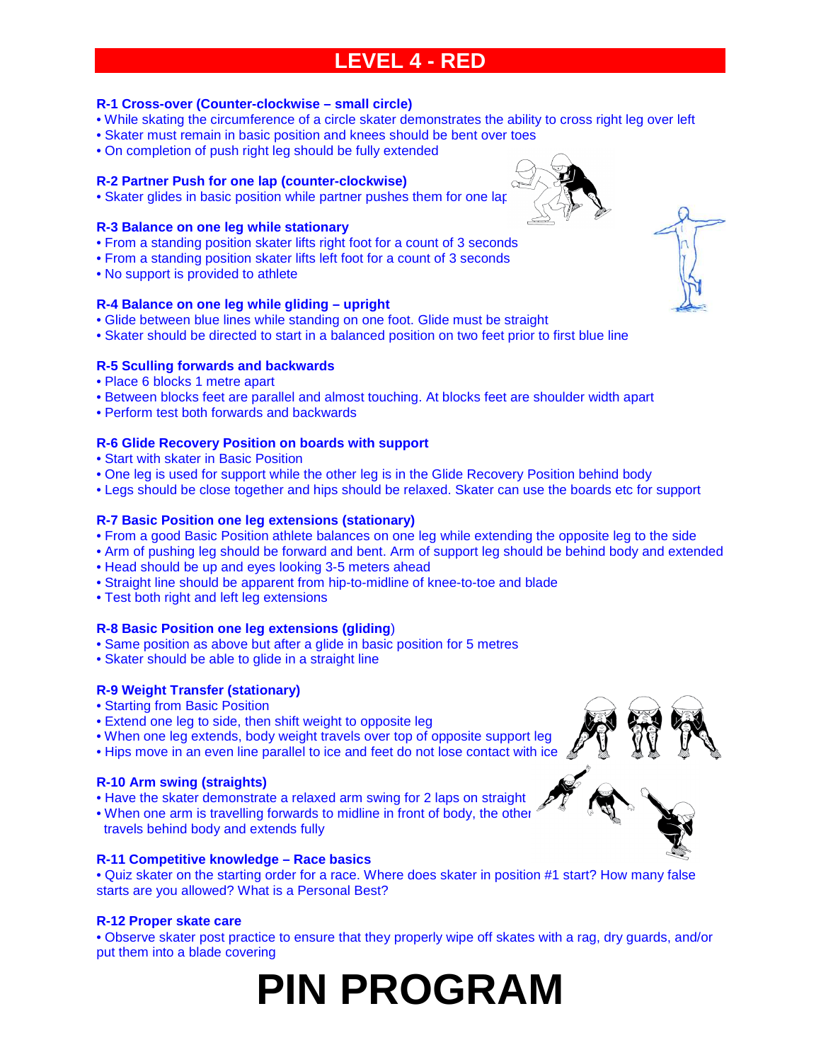# LEVEL 4 - RED

### R-1 Cross-over (Counter-clockwise – small circle)

- While skating the circumference of a circle skater demonstrates the ability to cross right leg over left
- Skater must remain in basic position and knees should be bent over toes
- On completion of push right leg should be fully extended

### R-2 Partner Push for one lap (counter-clockwise)

- Skater glides in basic position while partner pushes them for one lap

### R-3 Balance on one leg while stationary

- From a standing position skater lifts right foot for a count of 3 seconds
- From a standing position skater lifts left foot for a count of 3 seconds
- No support is provided to athlete

### R-4 Balance on one leg while gliding – upright

- Glide between blue lines while standing on one foot. Glide must be straight
- Skater should be directed to start in a balanced position on two feet prior to first blue line

### R-5 Sculling forwards and backwards

- Place 6 blocks 1 metre apart
- Between blocks feet are parallel and almost touching. At blocks feet are shoulder width apart
- Perform test both forwards and backwards

### R-6 Glide Recovery Position on boards with support

- Start with skater in Basic Position
- One leg is used for support while the other leg is in the Glide Recovery Position behind body
- Legs should be close together and hips should be relaxed. Skater can use the boards etc for support

### R-7 Basic Position one leg extensions (stationary)

- From a good Basic Position athlete balances on one leg while extending the opposite leg to the side
- Arm of pushing leg should be forward and bent. Arm of support leg should be behind body and extended
- Head should be up and eyes looking 3-5 meters ahead
- Straight line should be apparent from hip-to-midline of knee-to-toe and blade
- Test both right and left leg extensions

### R-8 Basic Position one leg extensions (gliding)

- Same position as above but after a glide in basic position for 5 metres
- Skater should be able to glide in a straight line

### R-9 Weight Transfer (stationary)

- Starting from Basic Position
- Extend one leg to side, then shift weight to opposite leg
- When one leg extends, body weight travels over top of opposite support leg
- Hips move in an even line parallel to ice and feet do not lose contact with ice

### R-10 Arm swing (straights)

- Have the skater demonstrate a relaxed arm swing for 2 laps on straight
- When one arm is travelling forwards to midline in front of body, the other travels behind body and extends fully

### R-11 Competitive knowledge – Race basics

- Quiz skater on the starting order for a race. Where does skater in position #1 start? How many false starts are you allowed? What is a Personal Best?

### R-12 Proper skate care

- Observe skater post practice to ensure that they properly wipe off skates with a rag, dry guards, and/or put them into a blade covering

# PIN PROGRAM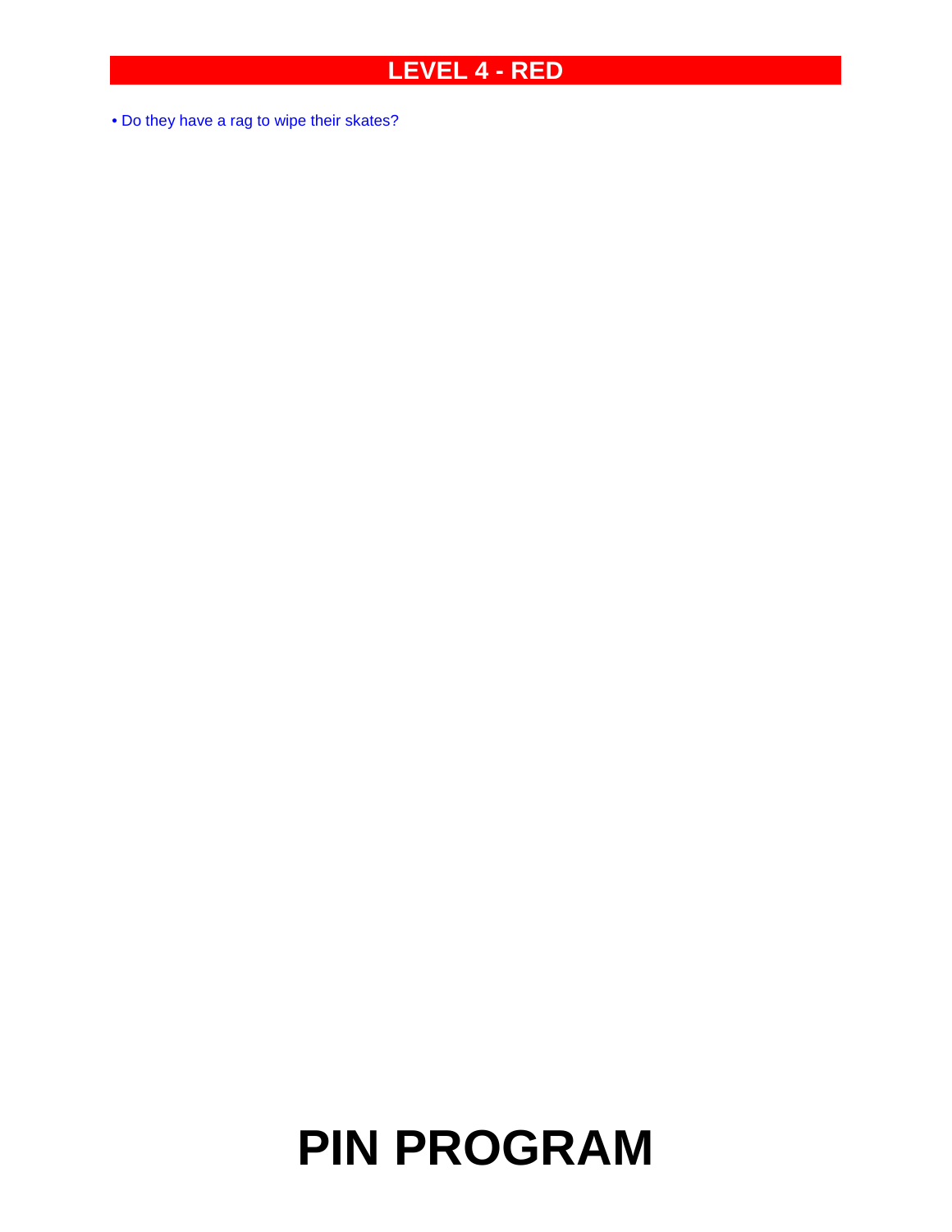## LEVEL 4 - RED

- Do they have a rag to wipe their skates?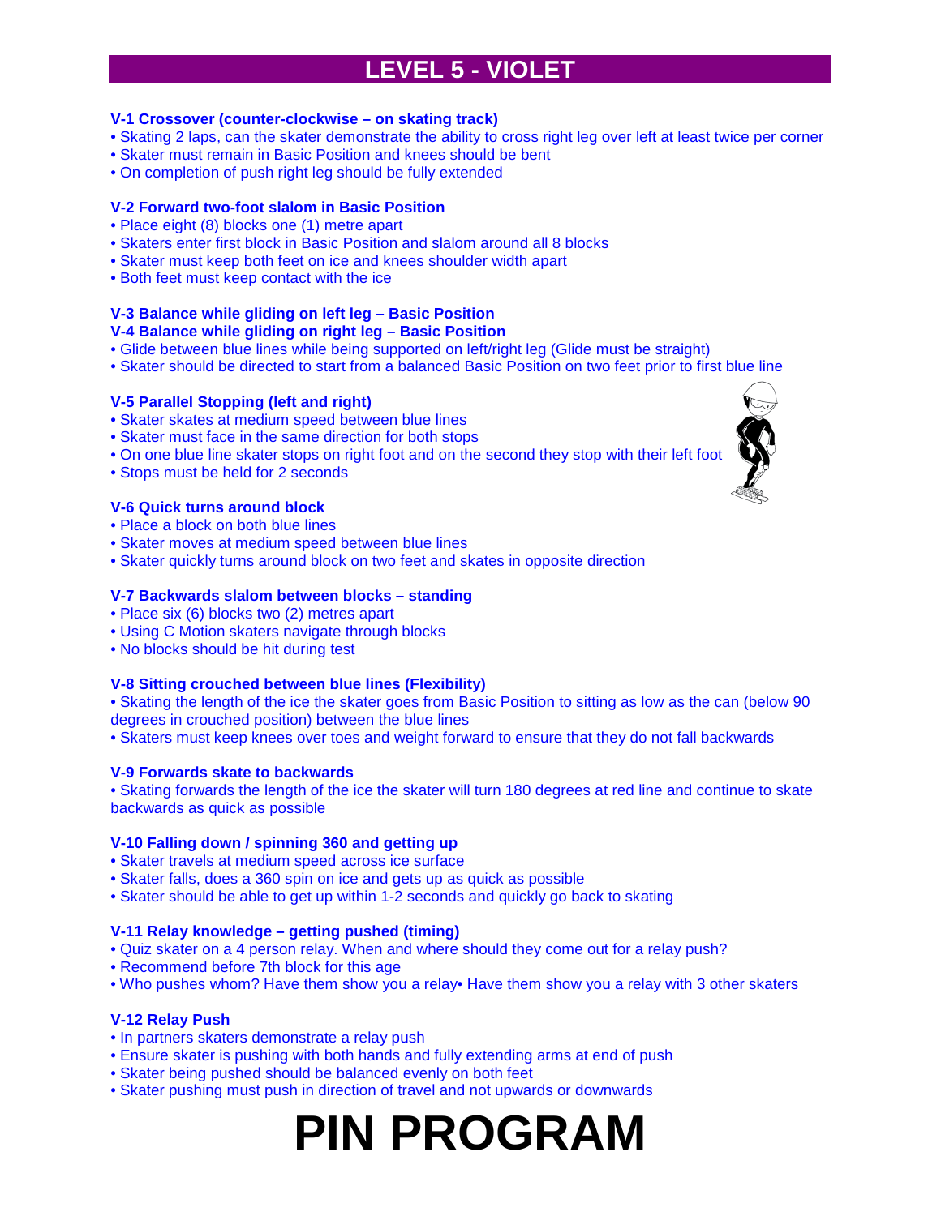# LEVEL 5 - VIOLET

### V-1 Crossover (counter-clockwise – on skating track)

- Skating 2 laps, can the skater demonstrate the ability to cross right leg over left at least twice per corner
- Skater must remain in Basic Position and knees should be bent
- On completion of push right leg should be fully extended

### V-2 Forward two-foot slalom in Basic Position

- Place eight (8) blocks one (1) metre apart
- Skaters enter first block in Basic Position and slalom around all 8 blocks
- Skater must keep both feet on ice and knees shoulder width apart
- Both feet must keep contact with the ice

### V-3 Balance while gliding on left leg – Basic Position
### V-4 Balance while gliding on right leg – Basic Position

- Glide between blue lines while being supported on left/right leg (Glide must be straight)
- Skater should be directed to start from a balanced Basic Position on two feet prior to first blue line

### V-5 Parallel Stopping (left and right)

- Skater skates at medium speed between blue lines
- Skater must face in the same direction for both stops
- On one blue line skater stops on right foot and on the second they stop with their left foot
- Stops must be held for 2 seconds

### V-6 Quick turns around block

- Place a block on both blue lines
- Skater moves at medium speed between blue lines
- Skater quickly turns around block on two feet and skates in opposite direction

### V-7 Backwards slalom between blocks – standing

- Place six (6) blocks two (2) metres apart
- Using C Motion skaters navigate through blocks
- No blocks should be hit during test

### V-8 Sitting crouched between blue lines (Flexibility)

- Skating the length of the ice the skater goes from Basic Position to sitting as low as the can (below 90 degrees in crouched position) between the blue lines
- Skaters must keep knees over toes and weight forward to ensure that they do not fall backwards

### V-9 Forwards skate to backwards

- Skating forwards the length of the ice the skater will turn 180 degrees at red line and continue to skate backwards as quick as possible

### V-10 Falling down / spinning 360 and getting up

- Skater travels at medium speed across ice surface
- Skater falls, does a 360 spin on ice and gets up as quick as possible
- Skater should be able to get up within 1-2 seconds and quickly go back to skating

### V-11 Relay knowledge – getting pushed (timing)

- Quiz skater on a 4 person relay. When and where should they come out for a relay push?
- Recommend before 7th block for this age
- Who pushes whom? Have them show you a relay• Have them show you a relay with 3 other skaters

### V-12 Relay Push

- In partners skaters demonstrate a relay push
- Ensure skater is pushing with both hands and fully extending arms at end of push
- Skater being pushed should be balanced evenly on both feet
- Skater pushing must push in direction of travel and not upwards or downwards

# PIN PROGRAM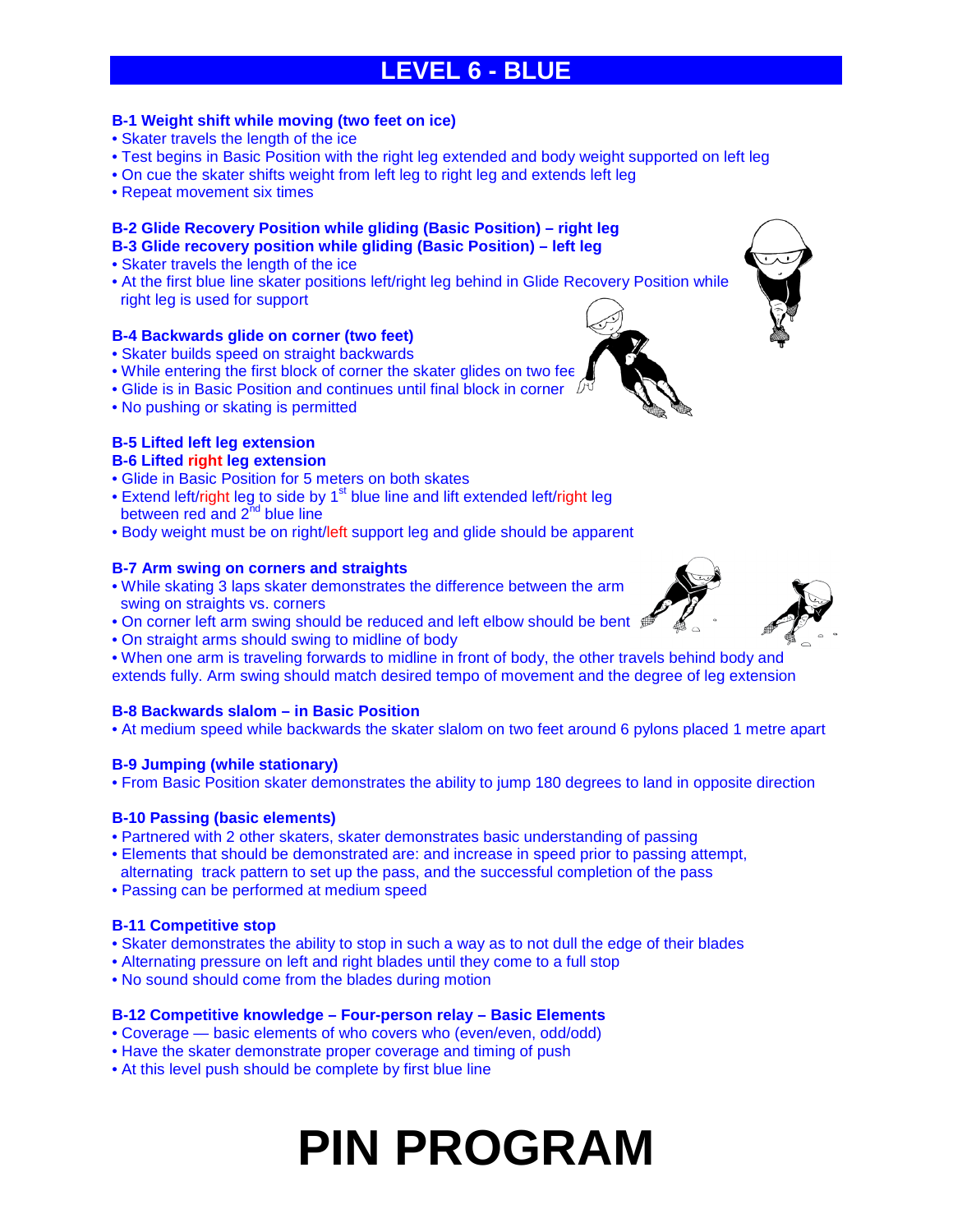# LEVEL 6 - BLUE

### B-1 Weight shift while moving (two feet on ice)

- Skater travels the length of the ice
- Test begins in Basic Position with the right leg extended and body weight supported on left leg
- On cue the skater shifts weight from left leg to right leg and extends left leg
- Repeat movement six times

### B-2 Glide Recovery Position while gliding (Basic Position) – right leg
### B-3 Glide recovery position while gliding (Basic Position) – left leg

- Skater travels the length of the ice
- At the first blue line skater positions left/right leg behind in Glide Recovery Position while right leg is used for support

### B-4 Backwards glide on corner (two feet)

- Skater builds speed on straight backwards
- While entering the first block of corner the skater glides on two fee
- Glide is in Basic Position and continues until final block in corner
- No pushing or skating is permitted

### B-5 Lifted left leg extension
### B-6 Lifted right leg extension

- Glide in Basic Position for 5 meters on both skates
- Extend left/right leg to side by 1st blue line and lift extended left/right leg between red and 2nd blue line
- Body weight must be on right/left support leg and glide should be apparent

### B-7 Arm swing on corners and straights

- While skating 3 laps skater demonstrates the difference between the arm swing on straights vs. corners
- On corner left arm swing should be reduced and left elbow should be bent
- On straight arms should swing to midline of body
- When one arm is traveling forwards to midline in front of body, the other travels behind body and extends fully. Arm swing should match desired tempo of movement and the degree of leg extension

### B-8 Backwards slalom – in Basic Position

- At medium speed while backwards the skater slalom on two feet around 6 pylons placed 1 metre apart

### B-9 Jumping (while stationary)

- From Basic Position skater demonstrates the ability to jump 180 degrees to land in opposite direction

### B-10 Passing (basic elements)

- Partnered with 2 other skaters, skater demonstrates basic understanding of passing
- Elements that should be demonstrated are: and increase in speed prior to passing attempt, alternating track pattern to set up the pass, and the successful completion of the pass
- Passing can be performed at medium speed

### B-11 Competitive stop

- Skater demonstrates the ability to stop in such a way as to not dull the edge of their blades
- Alternating pressure on left and right blades until they come to a full stop
- No sound should come from the blades during motion

### B-12 Competitive knowledge – Four-person relay – Basic Elements

- Coverage — basic elements of who covers who (even/even, odd/odd)
- Have the skater demonstrate proper coverage and timing of push
- At this level push should be complete by first blue line

# PIN PROGRAM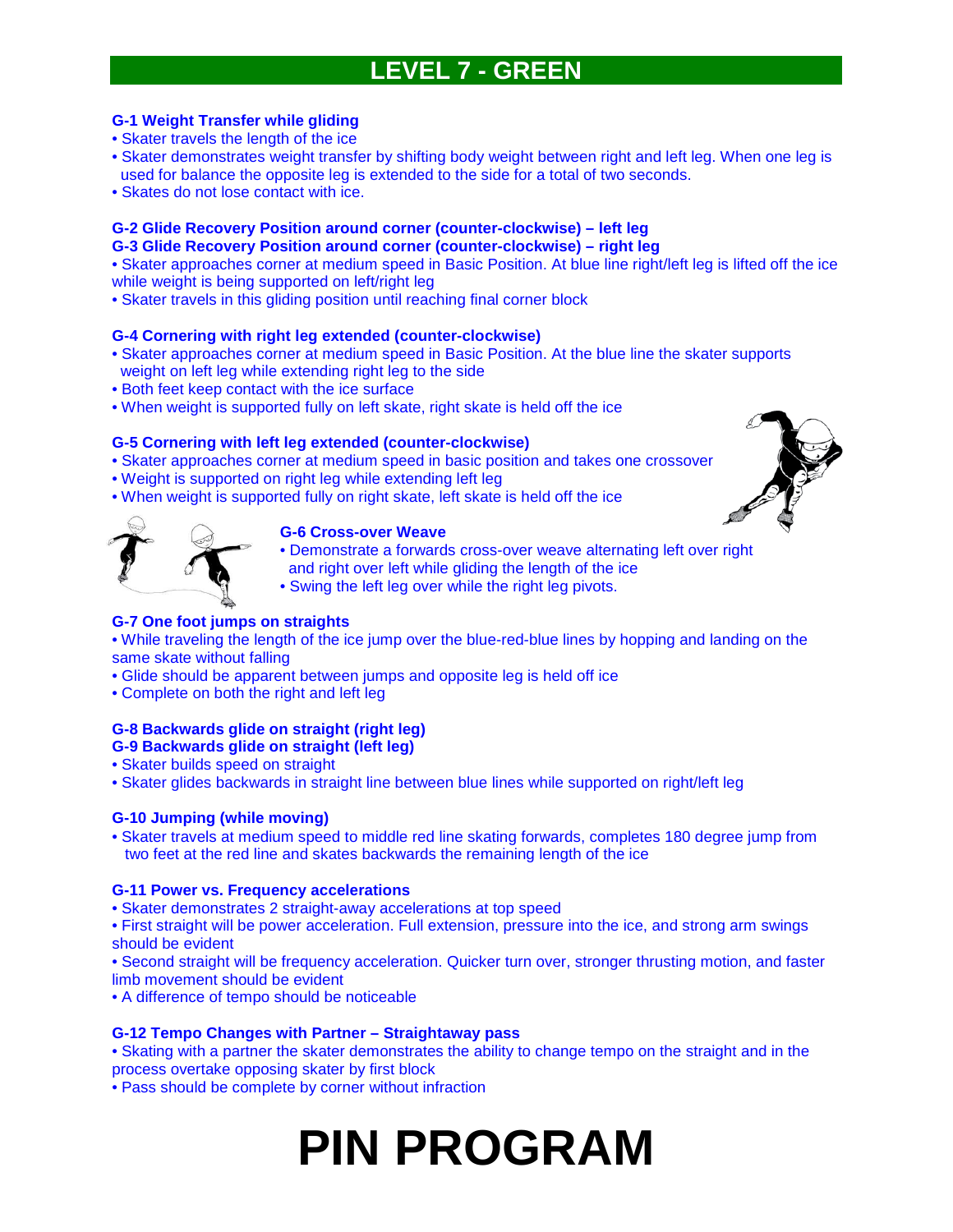# LEVEL 7 - GREEN

### G-1 Weight Transfer while gliding

- Skater travels the length of the ice
- Skater demonstrates weight transfer by shifting body weight between right and left leg. When one leg is used for balance the opposite leg is extended to the side for a total of two seconds.
- Skates do not lose contact with ice.

### G-2 Glide Recovery Position around corner (counter-clockwise) – left leg
### G-3 Glide Recovery Position around corner (counter-clockwise) – right leg

- Skater approaches corner at medium speed in Basic Position. At blue line right/left leg is lifted off the ice while weight is being supported on left/right leg
- Skater travels in this gliding position until reaching final corner block

### G-4 Cornering with right leg extended (counter-clockwise)

- Skater approaches corner at medium speed in Basic Position. At the blue line the skater supports weight on left leg while extending right leg to the side
- Both feet keep contact with the ice surface
- When weight is supported fully on left skate, right skate is held off the ice

### G-5 Cornering with left leg extended (counter-clockwise)

- Skater approaches corner at medium speed in basic position and takes one crossover
- Weight is supported on right leg while extending left leg
- When weight is supported fully on right skate, left skate is held off the ice

### G-6 Cross-over Weave

- Demonstrate a forwards cross-over weave alternating left over right and right over left while gliding the length of the ice
- Swing the left leg over while the right leg pivots.

### G-7 One foot jumps on straights

- While traveling the length of the ice jump over the blue-red-blue lines by hopping and landing on the same skate without falling
- Glide should be apparent between jumps and opposite leg is held off ice
- Complete on both the right and left leg

### G-8 Backwards glide on straight (right leg)
### G-9 Backwards glide on straight (left leg)

- Skater builds speed on straight
- Skater glides backwards in straight line between blue lines while supported on right/left leg

### G-10 Jumping (while moving)

- Skater travels at medium speed to middle red line skating forwards, completes 180 degree jump from two feet at the red line and skates backwards the remaining length of the ice

### G-11 Power vs. Frequency accelerations

- Skater demonstrates 2 straight-away accelerations at top speed
- First straight will be power acceleration. Full extension, pressure into the ice, and strong arm swings should be evident
- Second straight will be frequency acceleration. Quicker turn over, stronger thrusting motion, and faster limb movement should be evident
- A difference of tempo should be noticeable

### G-12 Tempo Changes with Partner – Straightaway pass

- Skating with a partner the skater demonstrates the ability to change tempo on the straight and in the process overtake opposing skater by first block
- Pass should be complete by corner without infraction

# PIN PROGRAM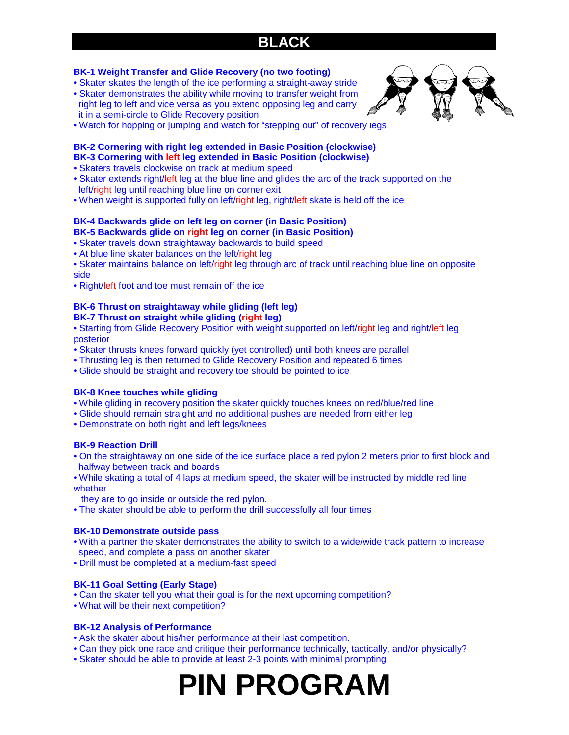# BLACK

### BK-1 Weight Transfer and Glide Recovery (no two footing)

- Skater skates the length of the ice performing a straight-away stride
- Skater demonstrates the ability while moving to transfer weight from right leg to left and vice versa as you extend opposing leg and carry it in a semi-circle to Glide Recovery position
- Watch for hopping or jumping and watch for "stepping out" of recovery legs

### BK-2 Cornering with right leg extended in Basic Position (clockwise)
### BK-3 Cornering with left leg extended in Basic Position (clockwise)

- Skaters travels clockwise on track at medium speed
- Skater extends right/left leg at the blue line and glides the arc of the track supported on the left/right leg until reaching blue line on corner exit
- When weight is supported fully on left/right leg, right/left skate is held off the ice

### BK-4 Backwards glide on left leg on corner (in Basic Position)
### BK-5 Backwards glide on right leg on corner (in Basic Position)

- Skater travels down straightaway backwards to build speed
- At blue line skater balances on the left/right leg
- Skater maintains balance on left/right leg through arc of track until reaching blue line on opposite side
- Right/left foot and toe must remain off the ice

### BK-6 Thrust on straightaway while gliding (left leg)
### BK-7 Thrust on straight while gliding (right leg)

- Starting from Glide Recovery Position with weight supported on left/right leg and right/left leg posterior
- Skater thrusts knees forward quickly (yet controlled) until both knees are parallel
- Thrusting leg is then returned to Glide Recovery Position and repeated 6 times
- Glide should be straight and recovery toe should be pointed to ice

### BK-8 Knee touches while gliding

- While gliding in recovery position the skater quickly touches knees on red/blue/red line
- Glide should remain straight and no additional pushes are needed from either leg
- Demonstrate on both right and left legs/knees

### BK-9 Reaction Drill

- On the straightaway on one side of the ice surface place a red pylon 2 meters prior to first block and halfway between track and boards
- While skating a total of 4 laps at medium speed, the skater will be instructed by middle red line whether they are to go inside or outside the red pylon.
- The skater should be able to perform the drill successfully all four times

### BK-10 Demonstrate outside pass

- With a partner the skater demonstrates the ability to switch to a wide/wide track pattern to increase speed, and complete a pass on another skater
- Drill must be completed at a medium-fast speed

### BK-11 Goal Setting (Early Stage)

- Can the skater tell you what their goal is for the next upcoming competition?
- What will be their next competition?

### BK-12 Analysis of Performance

- Ask the skater about his/her performance at their last competition.
- Can they pick one race and critique their performance technically, tactically, and/or physically?
- Skater should be able to provide at least 2-3 points with minimal prompting

# PIN PROGRAM